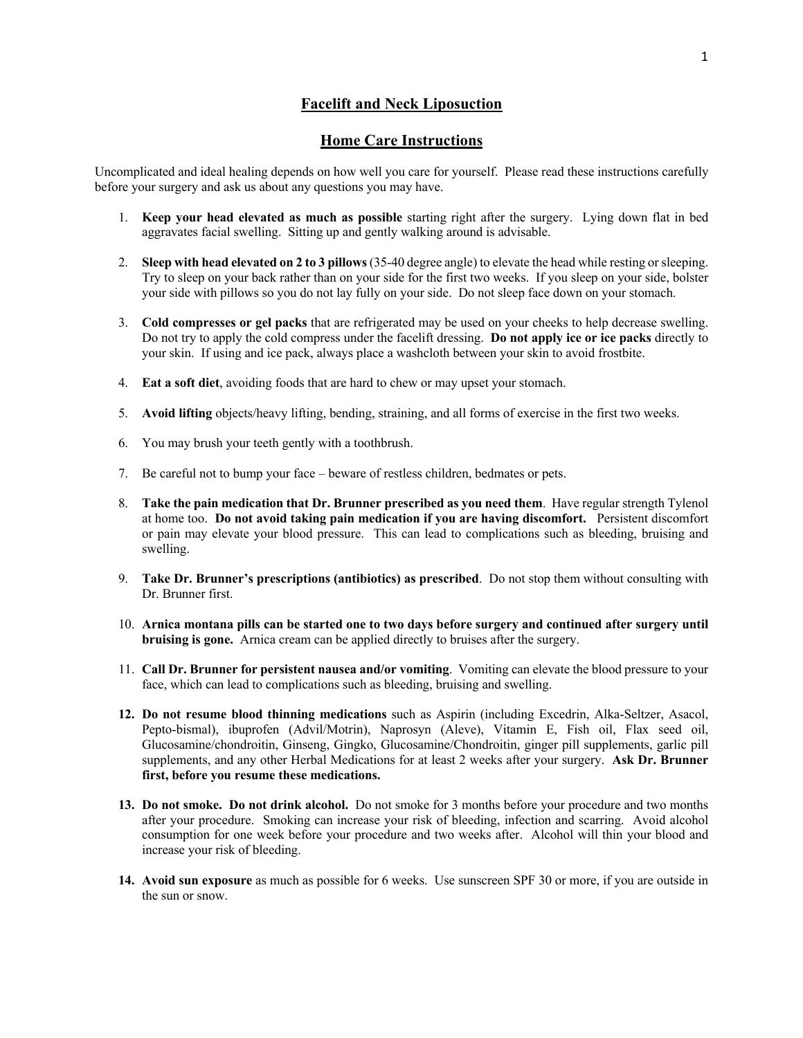## Facelift and Neck Liposuction

## Home Care Instructions

Uncomplicated and ideal healing depends on how well you care for yourself. Please read these instructions carefully before your surgery and ask us about any questions you may have.

1. **Keep your head elevated as much as possible** starting right after the surgery. Lying down flat in bed aggravates facial swelling. Sitting up and gently walking around is advisable.

2. **Sleep with head elevated on 2 to 3 pillows** (35-40 degree angle) to elevate the head while resting or sleeping. Try to sleep on your back rather than on your side for the first two weeks. If you sleep on your side, bolster your side with pillows so you do not lay fully on your side. Do not sleep face down on your stomach.

3. **Cold compresses or gel packs** that are refrigerated may be used on your cheeks to help decrease swelling. Do not try to apply the cold compress under the facelift dressing. **Do not apply ice or ice packs** directly to your skin. If using and ice pack, always place a washcloth between your skin to avoid frostbite.

4. **Eat a soft diet**, avoiding foods that are hard to chew or may upset your stomach.

5. **Avoid lifting** objects/heavy lifting, bending, straining, and all forms of exercise in the first two weeks.

6. You may brush your teeth gently with a toothbrush.

7. Be careful not to bump your face – beware of restless children, bedmates or pets.

8. **Take the pain medication that Dr. Brunner prescribed as you need them**. Have regular strength Tylenol at home too. **Do not avoid taking pain medication if you are having discomfort.** Persistent discomfort or pain may elevate your blood pressure. This can lead to complications such as bleeding, bruising and swelling.

9. **Take Dr. Brunner's prescriptions (antibiotics) as prescribed**. Do not stop them without consulting with Dr. Brunner first.

10. **Arnica montana pills can be started one to two days before surgery and continued after surgery until bruising is gone.** Arnica cream can be applied directly to bruises after the surgery.

11. **Call Dr. Brunner for persistent nausea and/or vomiting**. Vomiting can elevate the blood pressure to your face, which can lead to complications such as bleeding, bruising and swelling.

12. **Do not resume blood thinning medications** such as Aspirin (including Excedrin, Alka-Seltzer, Asacol, Pepto-bismal), ibuprofen (Advil/Motrin), Naprosyn (Aleve), Vitamin E, Fish oil, Flax seed oil, Glucosamine/chondroitin, Ginseng, Gingko, Glucosamine/Chondroitin, ginger pill supplements, garlic pill supplements, and any other Herbal Medications for at least 2 weeks after your surgery. **Ask Dr. Brunner first, before you resume these medications.**

13. **Do not smoke. Do not drink alcohol.** Do not smoke for 3 months before your procedure and two months after your procedure. Smoking can increase your risk of bleeding, infection and scarring. Avoid alcohol consumption for one week before your procedure and two weeks after. Alcohol will thin your blood and increase your risk of bleeding.

14. **Avoid sun exposure** as much as possible for 6 weeks. Use sunscreen SPF 30 or more, if you are outside in the sun or snow.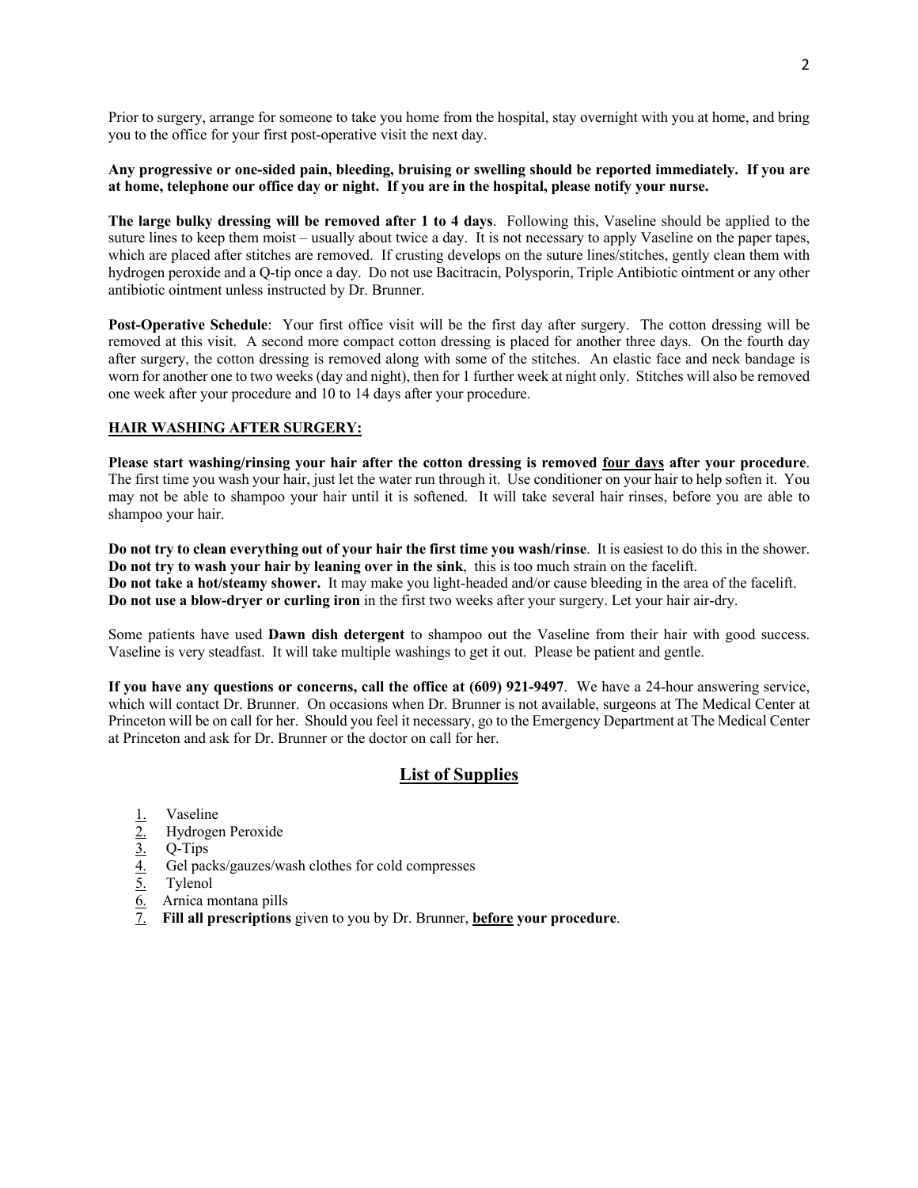Prior to surgery, arrange for someone to take you home from the hospital, stay overnight with you at home, and bring you to the office for your first post-operative visit the next day.

**Any progressive or one-sided pain, bleeding, bruising or swelling should be reported immediately. If you are at home, telephone our office day or night. If you are in the hospital, please notify your nurse.**

**The large bulky dressing will be removed after 1 to 4 days**. Following this, Vaseline should be applied to the suture lines to keep them moist – usually about twice a day. It is not necessary to apply Vaseline on the paper tapes, which are placed after stitches are removed. If crusting develops on the suture lines/stitches, gently clean them with hydrogen peroxide and a Q-tip once a day. Do not use Bacitracin, Polysporin, Triple Antibiotic ointment or any other antibiotic ointment unless instructed by Dr. Brunner.

**Post-Operative Schedule**: Your first office visit will be the first day after surgery. The cotton dressing will be removed at this visit. A second more compact cotton dressing is placed for another three days. On the fourth day after surgery, the cotton dressing is removed along with some of the stitches. An elastic face and neck bandage is worn for another one to two weeks (day and night), then for 1 further week at night only. Stitches will also be removed one week after your procedure and 10 to 14 days after your procedure.

**<u>HAIR WASHING AFTER SURGERY:</u>**

**Please start washing/rinsing your hair after the cotton dressing is removed <u>four days</u> after your procedure**. The first time you wash your hair, just let the water run through it. Use conditioner on your hair to help soften it. You may not be able to shampoo your hair until it is softened. It will take several hair rinses, before you are able to shampoo your hair.

**Do not try to clean everything out of your hair the first time you wash/rinse**. It is easiest to do this in the shower.
**Do not try to wash your hair by leaning over in the sink**, this is too much strain on the facelift.
**Do not take a hot/steamy shower.** It may make you light-headed and/or cause bleeding in the area of the facelift.
**Do not use a blow-dryer or curling iron** in the first two weeks after your surgery. Let your hair air-dry.

Some patients have used **Dawn dish detergent** to shampoo out the Vaseline from their hair with good success. Vaseline is very steadfast. It will take multiple washings to get it out. Please be patient and gentle.

**If you have any questions or concerns, call the office at (609) 921-9497**. We have a 24-hour answering service, which will contact Dr. Brunner. On occasions when Dr. Brunner is not available, surgeons at The Medical Center at Princeton will be on call for her. Should you feel it necessary, go to the Emergency Department at The Medical Center at Princeton and ask for Dr. Brunner or the doctor on call for her.

## <u>List of Supplies</u>

1. Vaseline
2. Hydrogen Peroxide
3. Q-Tips
4. Gel packs/gauzes/wash clothes for cold compresses
5. Tylenol
6. Arnica montana pills
7. **Fill all prescriptions** given to you by Dr. Brunner, **<u>before</u> your procedure**.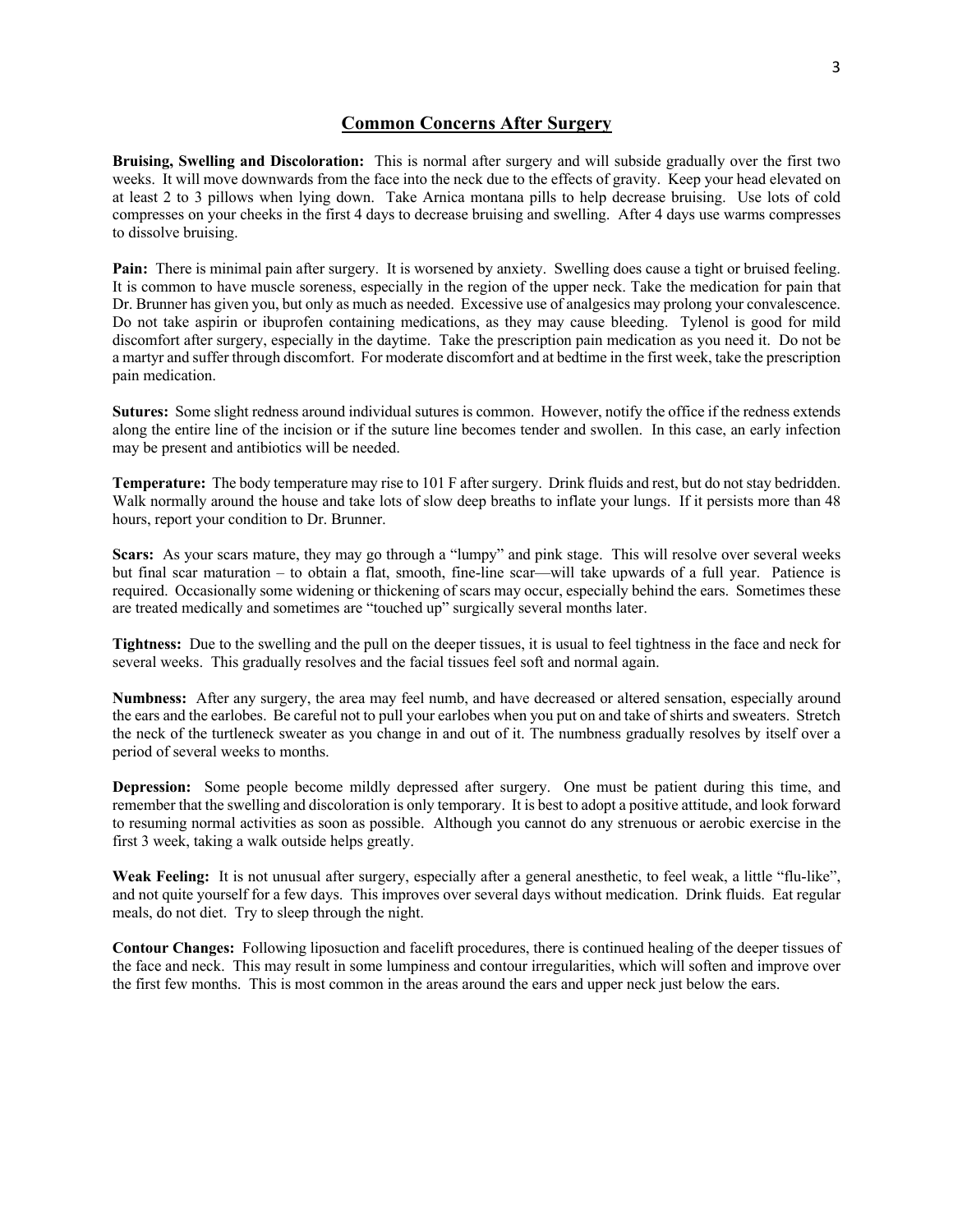## Common Concerns After Surgery

**Bruising, Swelling and Discoloration:** This is normal after surgery and will subside gradually over the first two weeks. It will move downwards from the face into the neck due to the effects of gravity. Keep your head elevated on at least 2 to 3 pillows when lying down. Take Arnica montana pills to help decrease bruising. Use lots of cold compresses on your cheeks in the first 4 days to decrease bruising and swelling. After 4 days use warms compresses to dissolve bruising.

**Pain:** There is minimal pain after surgery. It is worsened by anxiety. Swelling does cause a tight or bruised feeling. It is common to have muscle soreness, especially in the region of the upper neck. Take the medication for pain that Dr. Brunner has given you, but only as much as needed. Excessive use of analgesics may prolong your convalescence. Do not take aspirin or ibuprofen containing medications, as they may cause bleeding. Tylenol is good for mild discomfort after surgery, especially in the daytime. Take the prescription pain medication as you need it. Do not be a martyr and suffer through discomfort. For moderate discomfort and at bedtime in the first week, take the prescription pain medication.

**Sutures:** Some slight redness around individual sutures is common. However, notify the office if the redness extends along the entire line of the incision or if the suture line becomes tender and swollen. In this case, an early infection may be present and antibiotics will be needed.

**Temperature:** The body temperature may rise to 101 F after surgery. Drink fluids and rest, but do not stay bedridden. Walk normally around the house and take lots of slow deep breaths to inflate your lungs. If it persists more than 48 hours, report your condition to Dr. Brunner.

**Scars:** As your scars mature, they may go through a "lumpy" and pink stage. This will resolve over several weeks but final scar maturation – to obtain a flat, smooth, fine-line scar—will take upwards of a full year. Patience is required. Occasionally some widening or thickening of scars may occur, especially behind the ears. Sometimes these are treated medically and sometimes are "touched up" surgically several months later.

**Tightness:** Due to the swelling and the pull on the deeper tissues, it is usual to feel tightness in the face and neck for several weeks. This gradually resolves and the facial tissues feel soft and normal again.

**Numbness:** After any surgery, the area may feel numb, and have decreased or altered sensation, especially around the ears and the earlobes. Be careful not to pull your earlobes when you put on and take of shirts and sweaters. Stretch the neck of the turtleneck sweater as you change in and out of it. The numbness gradually resolves by itself over a period of several weeks to months.

**Depression:** Some people become mildly depressed after surgery. One must be patient during this time, and remember that the swelling and discoloration is only temporary. It is best to adopt a positive attitude, and look forward to resuming normal activities as soon as possible. Although you cannot do any strenuous or aerobic exercise in the first 3 week, taking a walk outside helps greatly.

**Weak Feeling:** It is not unusual after surgery, especially after a general anesthetic, to feel weak, a little "flu-like", and not quite yourself for a few days. This improves over several days without medication. Drink fluids. Eat regular meals, do not diet. Try to sleep through the night.

**Contour Changes:** Following liposuction and facelift procedures, there is continued healing of the deeper tissues of the face and neck. This may result in some lumpiness and contour irregularities, which will soften and improve over the first few months. This is most common in the areas around the ears and upper neck just below the ears.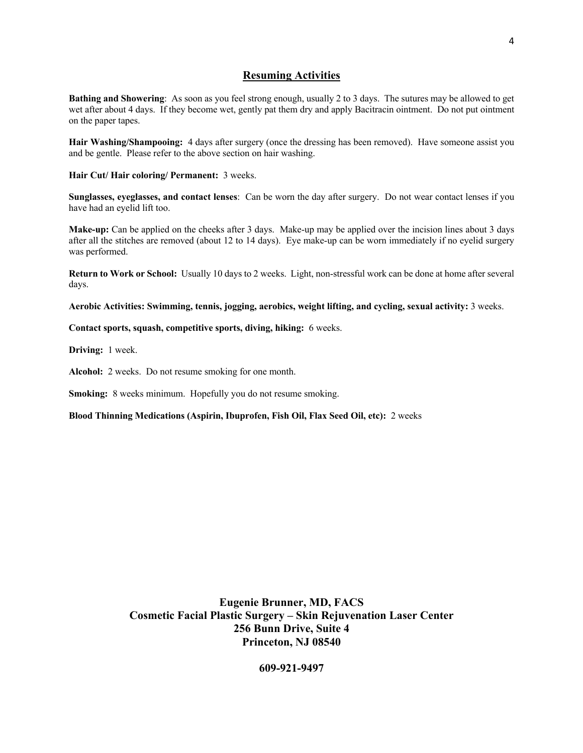## Resuming Activities

**Bathing and Showering**: As soon as you feel strong enough, usually 2 to 3 days. The sutures may be allowed to get wet after about 4 days. If they become wet, gently pat them dry and apply Bacitracin ointment. Do not put ointment on the paper tapes.

**Hair Washing/Shampooing:** 4 days after surgery (once the dressing has been removed). Have someone assist you and be gentle. Please refer to the above section on hair washing.

**Hair Cut/ Hair coloring/ Permanent:** 3 weeks.

**Sunglasses, eyeglasses, and contact lenses**: Can be worn the day after surgery. Do not wear contact lenses if you have had an eyelid lift too.

**Make-up:** Can be applied on the cheeks after 3 days. Make-up may be applied over the incision lines about 3 days after all the stitches are removed (about 12 to 14 days). Eye make-up can be worn immediately if no eyelid surgery was performed.

**Return to Work or School:** Usually 10 days to 2 weeks. Light, non-stressful work can be done at home after several days.

**Aerobic Activities: Swimming, tennis, jogging, aerobics, weight lifting, and cycling, sexual activity:** 3 weeks.

**Contact sports, squash, competitive sports, diving, hiking:** 6 weeks.

**Driving:** 1 week.

**Alcohol:** 2 weeks. Do not resume smoking for one month.

**Smoking:** 8 weeks minimum. Hopefully you do not resume smoking.

**Blood Thinning Medications (Aspirin, Ibuprofen, Fish Oil, Flax Seed Oil, etc):** 2 weeks

**Eugenie Brunner, MD, FACS**
**Cosmetic Facial Plastic Surgery – Skin Rejuvenation Laser Center**
**256 Bunn Drive, Suite 4**
**Princeton, NJ 08540**

**609-921-9497**